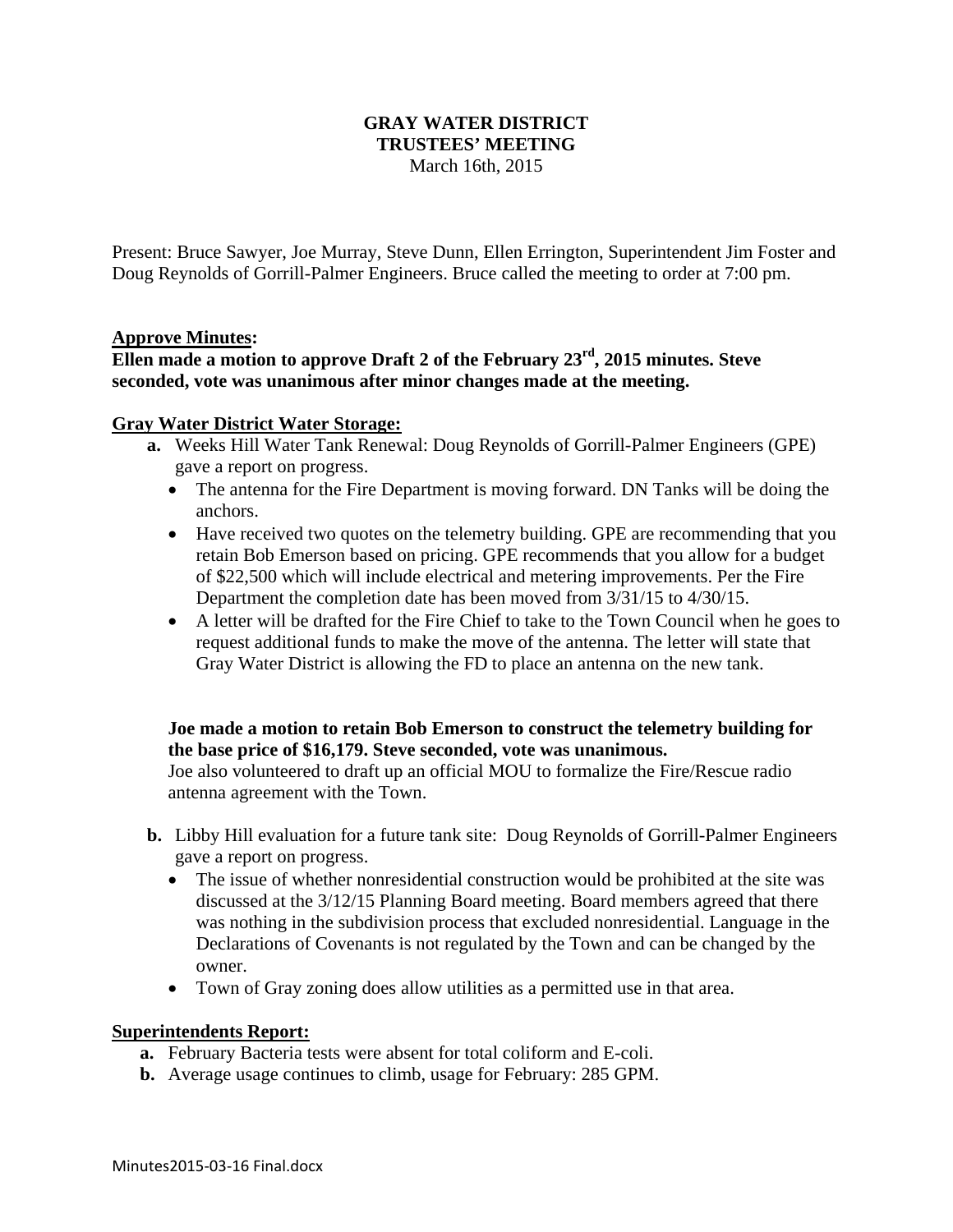# GRAY WATER DISTRICT
# TRUSTEES' MEETING
March 16th, 2015

Present: Bruce Sawyer, Joe Murray, Steve Dunn, Ellen Errington, Superintendent Jim Foster and Doug Reynolds of Gorrill-Palmer Engineers. Bruce called the meeting to order at 7:00 pm.

## Approve Minutes:

**Ellen made a motion to approve Draft 2 of the February 23rd, 2015 minutes. Steve seconded, vote was unanimous after minor changes made at the meeting.**

## Gray Water District Water Storage:

**a.** Weeks Hill Water Tank Renewal: Doug Reynolds of Gorrill-Palmer Engineers (GPE) gave a report on progress.

- The antenna for the Fire Department is moving forward. DN Tanks will be doing the anchors.
- Have received two quotes on the telemetry building. GPE are recommending that you retain Bob Emerson based on pricing. GPE recommends that you allow for a budget of $22,500 which will include electrical and metering improvements. Per the Fire Department the completion date has been moved from 3/31/15 to 4/30/15.
- A letter will be drafted for the Fire Chief to take to the Town Council when he goes to request additional funds to make the move of the antenna. The letter will state that Gray Water District is allowing the FD to place an antenna on the new tank.

**Joe made a motion to retain Bob Emerson to construct the telemetry building for the base price of $16,179. Steve seconded, vote was unanimous.**
Joe also volunteered to draft up an official MOU to formalize the Fire/Rescue radio antenna agreement with the Town.

**b.** Libby Hill evaluation for a future tank site: Doug Reynolds of Gorrill-Palmer Engineers gave a report on progress.

- The issue of whether nonresidential construction would be prohibited at the site was discussed at the 3/12/15 Planning Board meeting. Board members agreed that there was nothing in the subdivision process that excluded nonresidential. Language in the Declarations of Covenants is not regulated by the Town and can be changed by the owner.
- Town of Gray zoning does allow utilities as a permitted use in that area.

## Superintendents Report:

**a.** February Bacteria tests were absent for total coliform and E-coli.
**b.** Average usage continues to climb, usage for February: 285 GPM.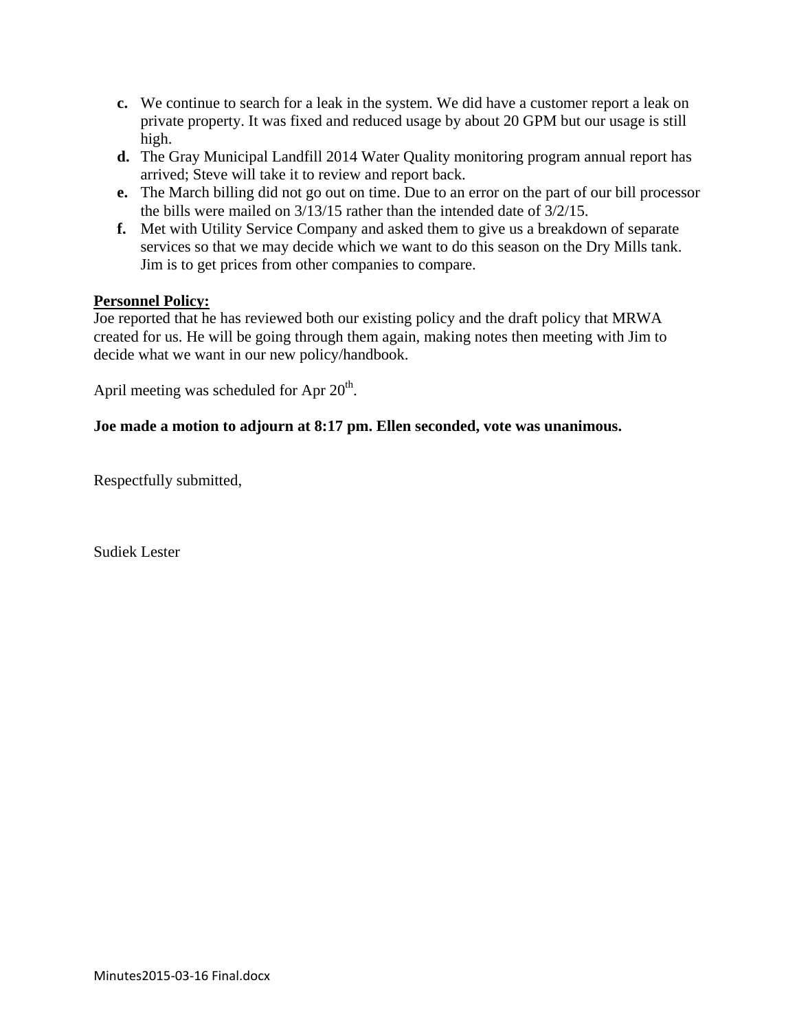c. We continue to search for a leak in the system. We did have a customer report a leak on private property. It was fixed and reduced usage by about 20 GPM but our usage is still high.
d. The Gray Municipal Landfill 2014 Water Quality monitoring program annual report has arrived; Steve will take it to review and report back.
e. The March billing did not go out on time. Due to an error on the part of our bill processor the bills were mailed on 3/13/15 rather than the intended date of 3/2/15.
f. Met with Utility Service Company and asked them to give us a breakdown of separate services so that we may decide which we want to do this season on the Dry Mills tank. Jim is to get prices from other companies to compare.

**Personnel Policy:**

Joe reported that he has reviewed both our existing policy and the draft policy that MRWA created for us. He will be going through them again, making notes then meeting with Jim to decide what we want in our new policy/handbook.

April meeting was scheduled for Apr 20th.

**Joe made a motion to adjourn at 8:17 pm. Ellen seconded, vote was unanimous.**

Respectfully submitted,

Sudiek Lester